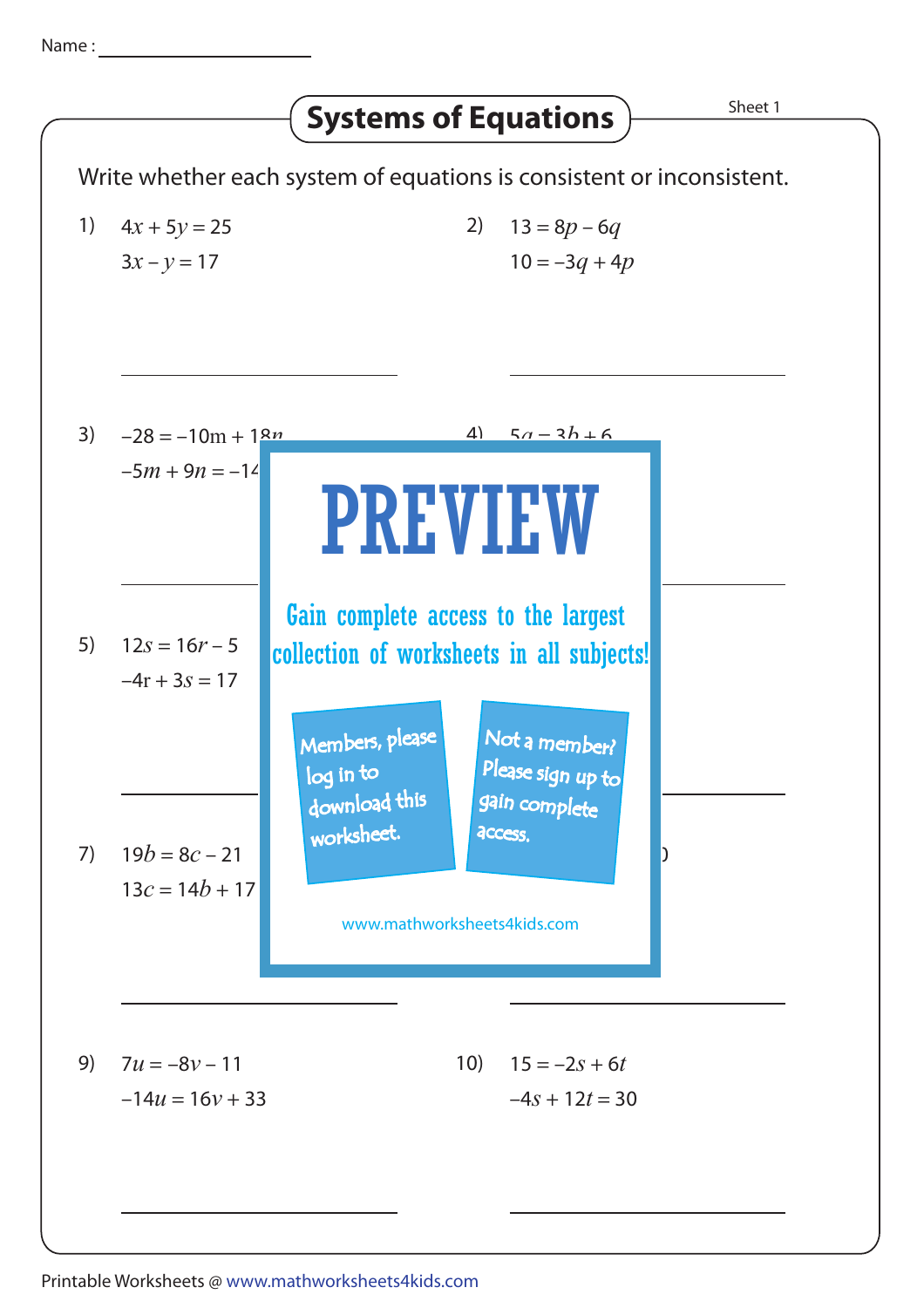Name : ____________________

# Systems of Equations

Sheet 1

Write whether each system of equations is consistent or inconsistent.

1) $4x + 5y = 25$
$3x - y = 17$

_______________

2) $13 = 8p - 6q$
$10 = -3q + 4p$

_______________

3) $-28 = -10m + 18n$
$-5m + 9n = -14$

_______________

4) $5a = 3b + 6$

_______________

5) $12s = 16r - 5$
$-4r + 3s = 17$

_______________

6)

_______________

7) $19b = 8c - 21$
$13c = 14b + 17$

_______________

8)

_______________

PREVIEW

Gain complete access to the largest collection of worksheets in all subjects!

Members, please log in to download this worksheet.

Not a member? Please sign up to gain complete access.

www.mathworksheets4kids.com

9) $7u = -8v - 11$
$-14u = 16v + 33$

_______________

10) $15 = -2s + 6t$
$-4s + 12t = 30$

_______________

Printable Worksheets @ www.mathworksheets4kids.com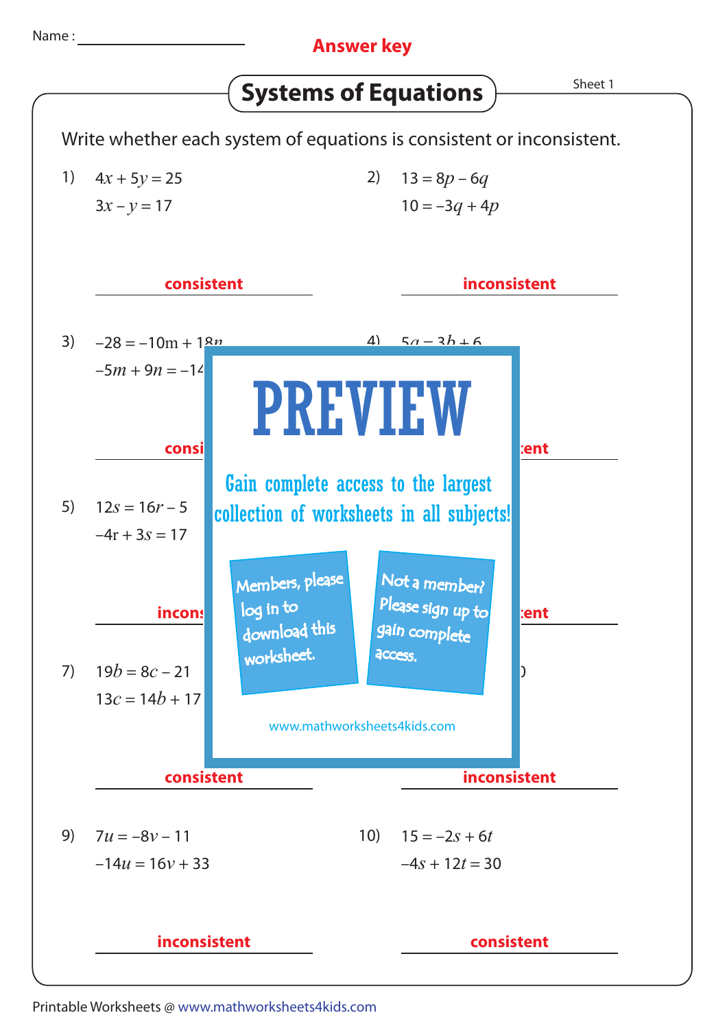Name :

**Answer key**

# Systems of Equations

Sheet 1

Write whether each system of equations is consistent or inconsistent.

1) $4x + 5y = 25$

$3x - y = 17$

**consistent**

2) $13 = 8p - 6q$

$10 = -3q + 4p$

**inconsistent**

3) $-28 = -10m + 18n$

$-5m + 9n = -14$

**consi**

4) $5a = 3b + 6$

**ent**

5) $12s = 16r - 5$

$-4r + 3s = 17$

**incons**

6)

**ent**

7) $19b = 8c - 21$

$13c = 14b + 17$

**consistent**

8)

**inconsistent**

9) $7u = -8v - 11$

$-14u = 16v + 33$

**inconsistent**

10) $15 = -2s + 6t$

$-4s + 12t = 30$

**consistent**

PREVIEW

Gain complete access to the largest collection of worksheets in all subjects!

Members, please log in to download this worksheet.

Not a member? Please sign up to gain complete access.

www.mathworksheets4kids.com

Printable Worksheets @ www.mathworksheets4kids.com